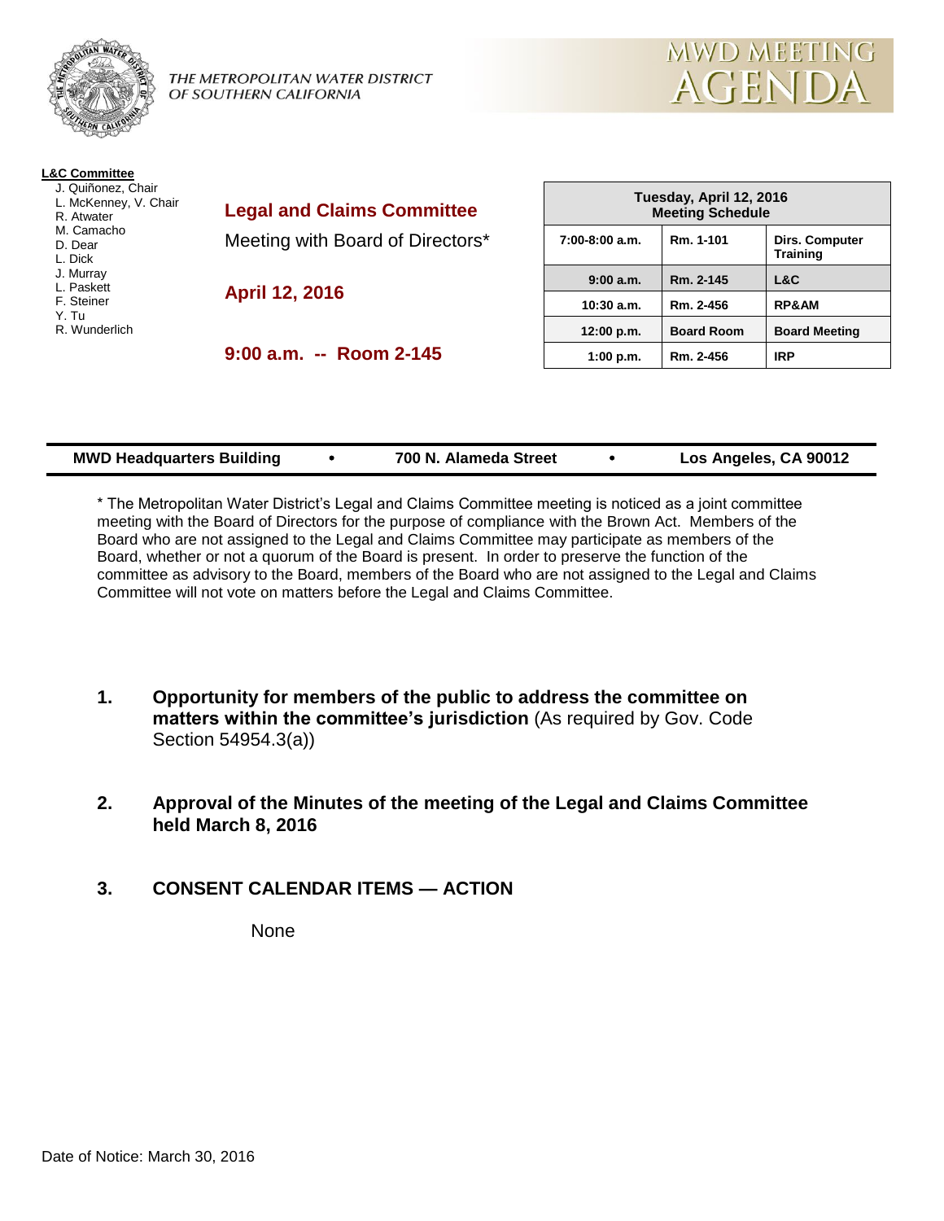THE METROPOLITAN WATER DISTRICT OF SOUTHERN CALIFORNIA

# MWD MEETING AGENDA

**L&C Committee**

- J. Quiñonez, Chair
- L. McKenney, V. Chair
- R. Atwater
- M. Camacho
- D. Dear
- L. Dick
- J. Murray
- L. Paskett
- F. Steiner
- Y. Tu
- R. Wunderlich

## Legal and Claims Committee

Meeting with Board of Directors*

**April 12, 2016**

**9:00 a.m. -- Room 2-145**

| Tuesday, April 12, 2016 Meeting Schedule | | |
|---|---|---|
| 7:00-8:00 a.m. | Rm. 1-101 | Dirs. Computer Training |
| 9:00 a.m. | Rm. 2-145 | L&C |
| 10:30 a.m. | Rm. 2-456 | RP&AM |
| 12:00 p.m. | Board Room | Board Meeting |
| 1:00 p.m. | Rm. 2-456 | IRP |

**MWD Headquarters Building • 700 N. Alameda Street • Los Angeles, CA 90012**

* The Metropolitan Water District's Legal and Claims Committee meeting is noticed as a joint committee meeting with the Board of Directors for the purpose of compliance with the Brown Act. Members of the Board who are not assigned to the Legal and Claims Committee may participate as members of the Board, whether or not a quorum of the Board is present. In order to preserve the function of the committee as advisory to the Board, members of the Board who are not assigned to the Legal and Claims Committee will not vote on matters before the Legal and Claims Committee.

1. **Opportunity for members of the public to address the committee on matters within the committee's jurisdiction** (As required by Gov. Code Section 54954.3(a))

2. **Approval of the Minutes of the meeting of the Legal and Claims Committee held March 8, 2016**

3. **CONSENT CALENDAR ITEMS — ACTION**

   None

Date of Notice: March 30, 2016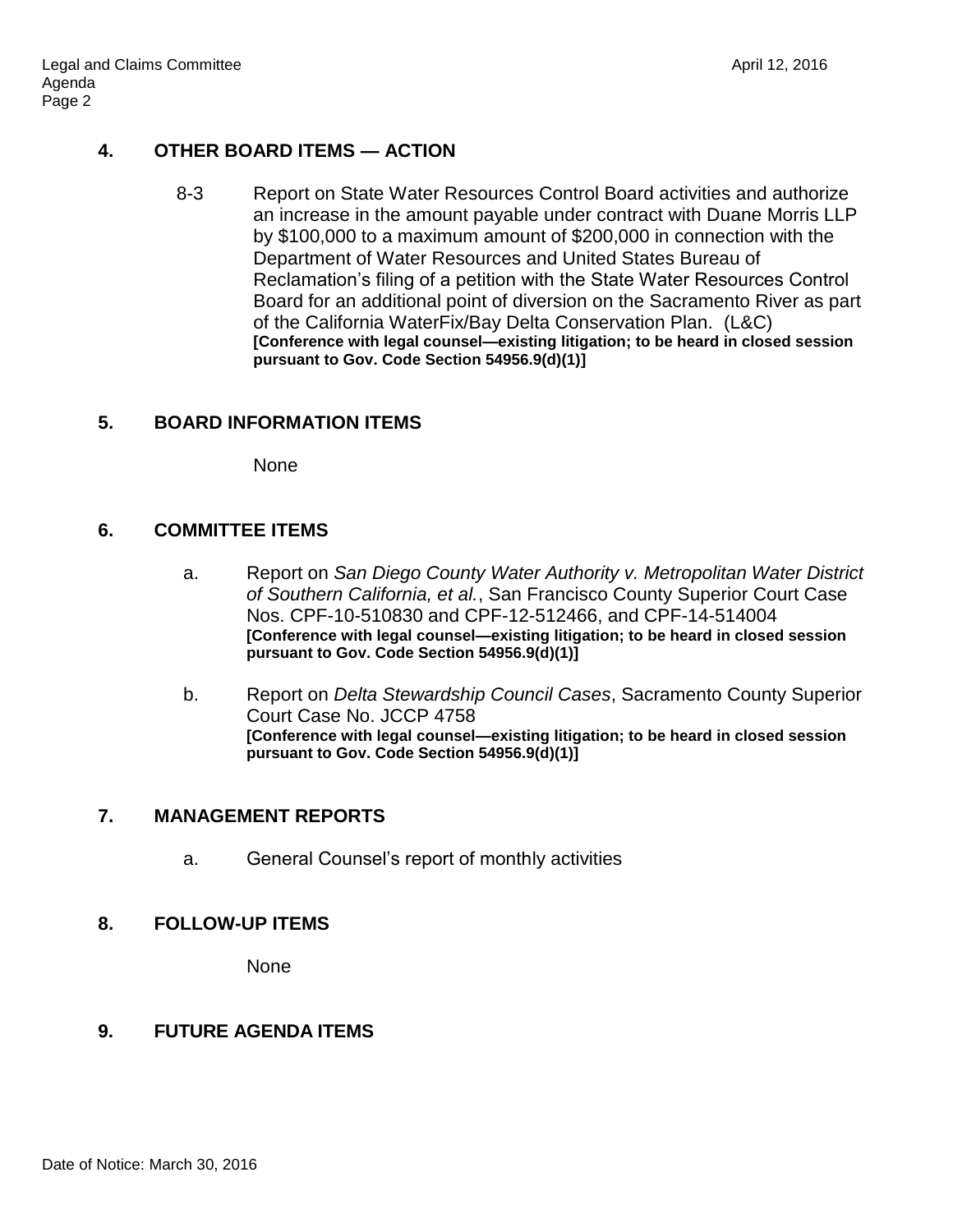## 4. OTHER BOARD ITEMS — ACTION

8-3 Report on State Water Resources Control Board activities and authorize an increase in the amount payable under contract with Duane Morris LLP by $100,000 to a maximum amount of $200,000 in connection with the Department of Water Resources and United States Bureau of Reclamation's filing of a petition with the State Water Resources Control Board for an additional point of diversion on the Sacramento River as part of the California WaterFix/Bay Delta Conservation Plan. (L&C)
**[Conference with legal counsel—existing litigation; to be heard in closed session pursuant to Gov. Code Section 54956.9(d)(1)]**

## 5. BOARD INFORMATION ITEMS

None

## 6. COMMITTEE ITEMS

a. Report on *San Diego County Water Authority v. Metropolitan Water District of Southern California, et al.*, San Francisco County Superior Court Case Nos. CPF-10-510830 and CPF-12-512466, and CPF-14-514004
**[Conference with legal counsel—existing litigation; to be heard in closed session pursuant to Gov. Code Section 54956.9(d)(1)]**

b. Report on *Delta Stewardship Council Cases*, Sacramento County Superior Court Case No. JCCP 4758
**[Conference with legal counsel—existing litigation; to be heard in closed session pursuant to Gov. Code Section 54956.9(d)(1)]**

## 7. MANAGEMENT REPORTS

a. General Counsel's report of monthly activities

## 8. FOLLOW-UP ITEMS

None

## 9. FUTURE AGENDA ITEMS

Date of Notice: March 30, 2016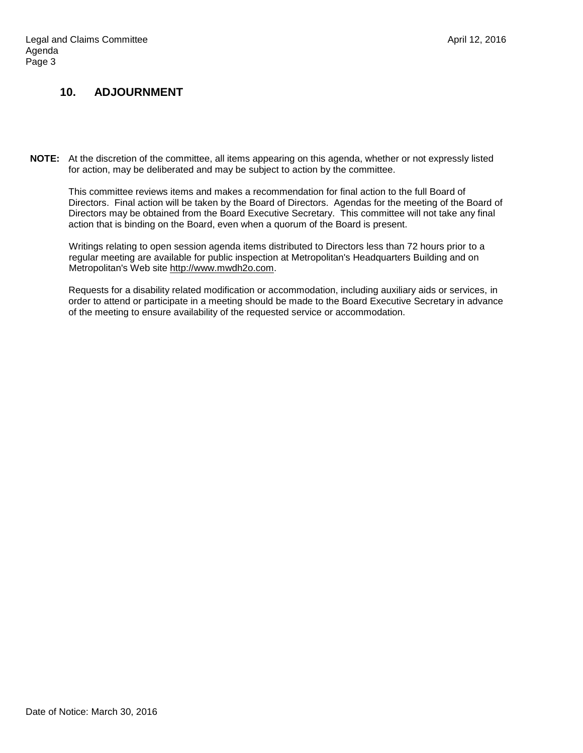## 10. ADJOURNMENT

**NOTE:** At the discretion of the committee, all items appearing on this agenda, whether or not expressly listed for action, may be deliberated and may be subject to action by the committee.

This committee reviews items and makes a recommendation for final action to the full Board of Directors. Final action will be taken by the Board of Directors. Agendas for the meeting of the Board of Directors may be obtained from the Board Executive Secretary. This committee will not take any final action that is binding on the Board, even when a quorum of the Board is present.

Writings relating to open session agenda items distributed to Directors less than 72 hours prior to a regular meeting are available for public inspection at Metropolitan's Headquarters Building and on Metropolitan's Web site http://www.mwdh2o.com.

Requests for a disability related modification or accommodation, including auxiliary aids or services, in order to attend or participate in a meeting should be made to the Board Executive Secretary in advance of the meeting to ensure availability of the requested service or accommodation.

Date of Notice: March 30, 2016